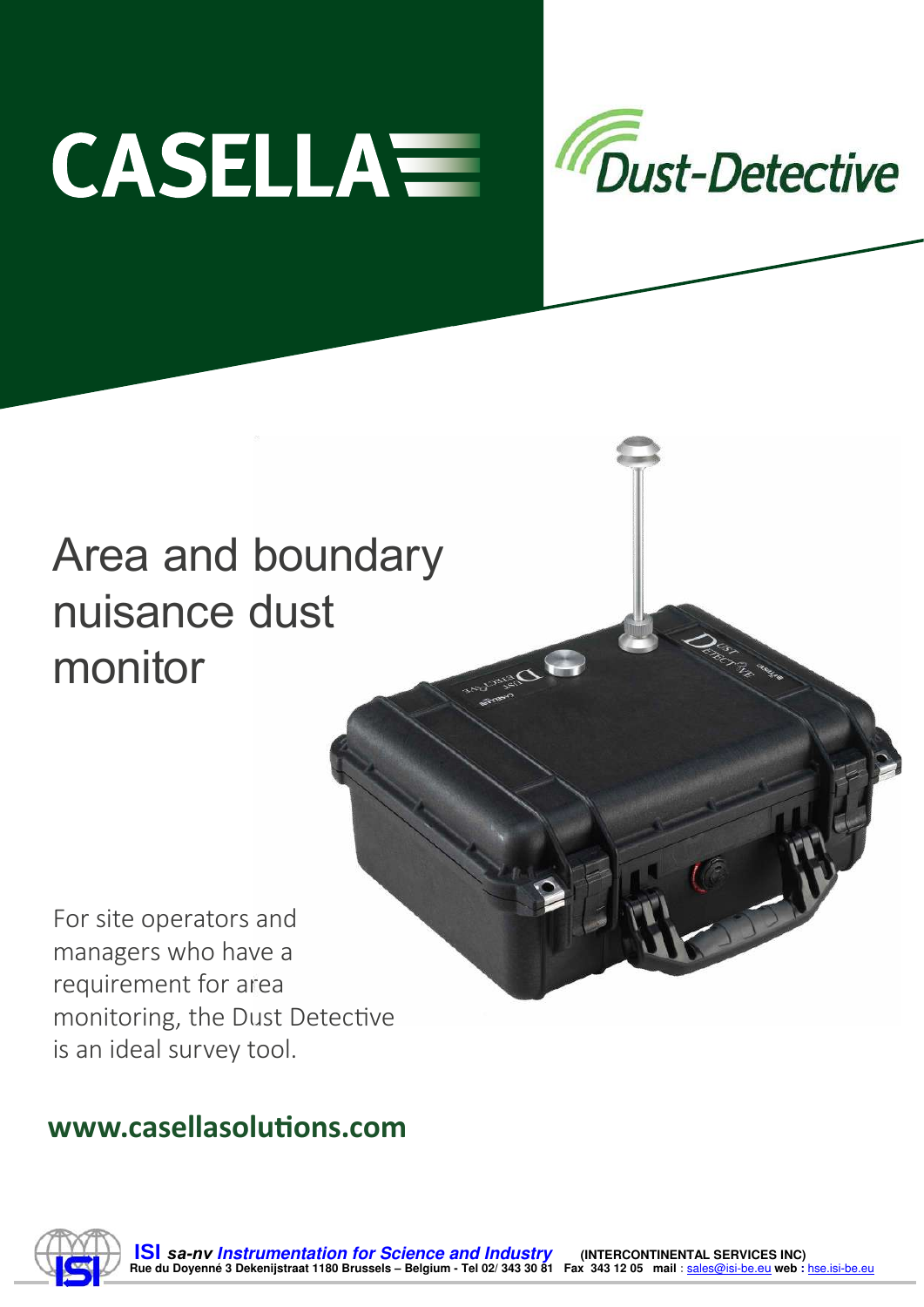# CASELLA

Dust-Detective

## Area and boundary nuisance dust monitor

For site operators and managers who have a requirement for area monitoring, the Dust Detective is an ideal survey tool.

**www.casellasolutions.com**

**ISI** ***sa-nv Instrumentation for Science and Industry*** **(INTERCONTINENTAL SERVICES INC)**
**Rue du Doyenné 3 Dekenijstraat 1180 Brussels – Belgium - Tel 02/ 343 30 81 Fax 343 12 05 mail** : sales@isi-be.eu **web :** hse.isi-be.eu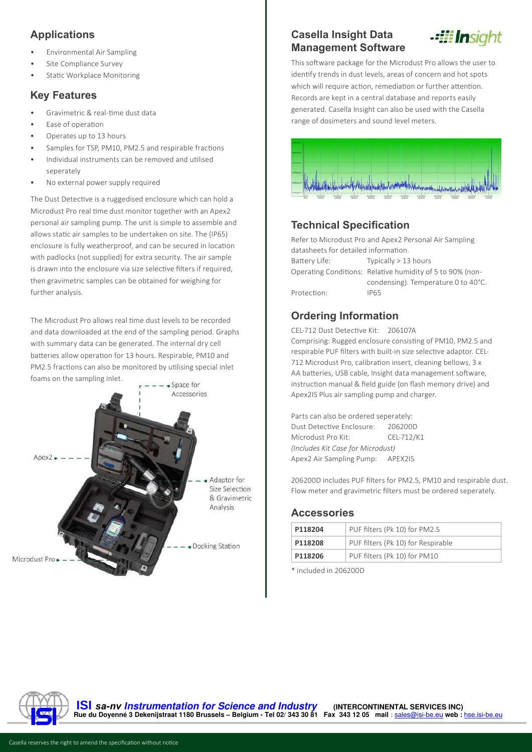## Applications

- Environmental Air Sampling
- Site Compliance Survey
- Static Workplace Monitoring

## Key Features

- Gravimetric & real-time dust data
- Ease of operation
- Operates up to 13 hours
- Samples for TSP, PM10, PM2.5 and respirable fractions
- Individual instruments can be removed and utilised seperately
- No external power supply required

The Dust Detective is a ruggedised enclosure which can hold a Microdust Pro real time dust monitor together with an Apex2 personal air sampling pump. The unit is simple to assemble and allows static air samples to be undertaken on site. The (IP65) enclosure is fully weatherproof, and can be secured in location with padlocks (not supplied) for extra security. The air sample is drawn into the enclosure via size selective filters if required, then gravimetric samples can be obtained for weighing for further analysis.

The Microdust Pro allows real time dust levels to be recorded and data downloaded at the end of the sampling period. Graphs with summary data can be generated. The internal dry cell batteries allow operation for 13 hours. Respirable, PM10 and PM2.5 fractions can also be monitored by utilising special inlet foams on the sampling inlet.

Space for Accessories

Apex2

Adaptor for Size Selection & Gravimetric Analysis

Docking Station

Microdust Pro

## Casella Insight Data Management Software

Insight

This software package for the Microdust Pro allows the user to identify trends in dust levels, areas of concern and hot spots which will require action, remediation or further attention. Records are kept in a central database and reports easily generated. Casella Insight can also be used with the Casella range of dosimeters and sound level meters.

## Technical Specification

Refer to Microdust Pro and Apex2 Personal Air Sampling datasheets for detailed information.

| | |
|---|---|
| Battery Life: | Typically > 13 hours |
| Operating Conditions: | Relative humidity of 5 to 90% (non-condensing). Temperature 0 to 40°C. |
| Protection: | IP65 |

## Ordering Information

CEL-712 Dust Detective Kit: 206107A

Comprising: Rugged enclosure consisting of PM10, PM2.5 and respirable PUF filters with built-in size selective adaptor. CEL-712 Microdust Pro, calibration insert, cleaning bellows, 3 x AA batteries, USB cable, Insight data management software, instruction manual & field guide (on flash memory drive) and Apex2IS Plus air sampling pump and charger.

Parts can also be ordered seperately:

| | |
|---|---|
| Dust Detective Enclosure: | 206200D |
| Microdust Pro Kit: | CEL-712/K1 |
| *(Includes Kit Case for Microdust)* | |
| Apex2 Air Sampling Pump: | APEX2IS |

206200D includes PUF filters for PM2.5, PM10 and respirable dust. Flow meter and gravimetric filters must be ordered seperately.

## Accessories

| | |
|---|---|
| **P118204** | PUF filters (Pk 10) for PM2.5 |
| **P118208** | PUF filters (Pk 10) for Respirable |
| **P118206** | PUF filters (Pk 10) for PM10 |

\* included in 206200D

**ISI** ***sa-nv Instrumentation for Science and Industry*** **(INTERCONTINENTAL SERVICES INC)**
**Rue du Doyenné 3 Dekenijstraat 1180 Brussels – Belgium - Tel 02/ 343 30 81 Fax 343 12 05 mail** : sales@isi-be.eu **web :** hse.isi-be.eu

Casella reserves the right to amend the specification without notice